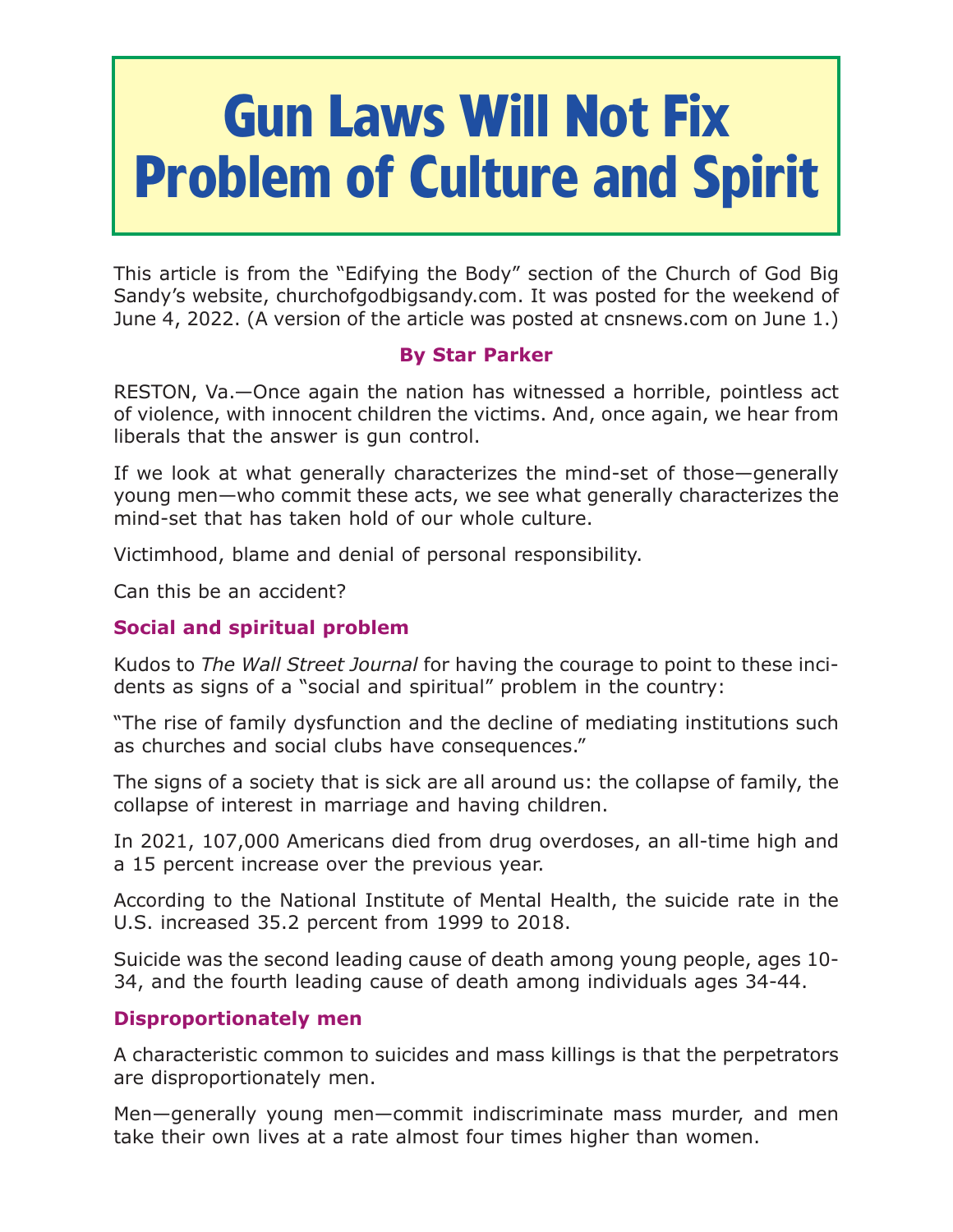# Gun Laws Will Not Fix Problem of Culture and Spirit

This article is from the "Edifying the Body" section of the Church of God Big Sandy's website, churchofgodbigsandy.com. It was posted for the weekend of June 4, 2022. (A version of the article was posted at cnsnews.com on June 1.)

**By Star Parker**

RESTON, Va.—Once again the nation has witnessed a horrible, pointless act of violence, with innocent children the victims. And, once again, we hear from liberals that the answer is gun control.

If we look at what generally characterizes the mind-set of those—generally young men—who commit these acts, we see what generally characterizes the mind-set that has taken hold of our whole culture.

Victimhood, blame and denial of personal responsibility.

Can this be an accident?

### Social and spiritual problem

Kudos to *The Wall Street Journal* for having the courage to point to these incidents as signs of a "social and spiritual" problem in the country:

"The rise of family dysfunction and the decline of mediating institutions such as churches and social clubs have consequences."

The signs of a society that is sick are all around us: the collapse of family, the collapse of interest in marriage and having children.

In 2021, 107,000 Americans died from drug overdoses, an all-time high and a 15 percent increase over the previous year.

According to the National Institute of Mental Health, the suicide rate in the U.S. increased 35.2 percent from 1999 to 2018.

Suicide was the second leading cause of death among young people, ages 10-34, and the fourth leading cause of death among individuals ages 34-44.

### Disproportionately men

A characteristic common to suicides and mass killings is that the perpetrators are disproportionately men.

Men—generally young men—commit indiscriminate mass murder, and men take their own lives at a rate almost four times higher than women.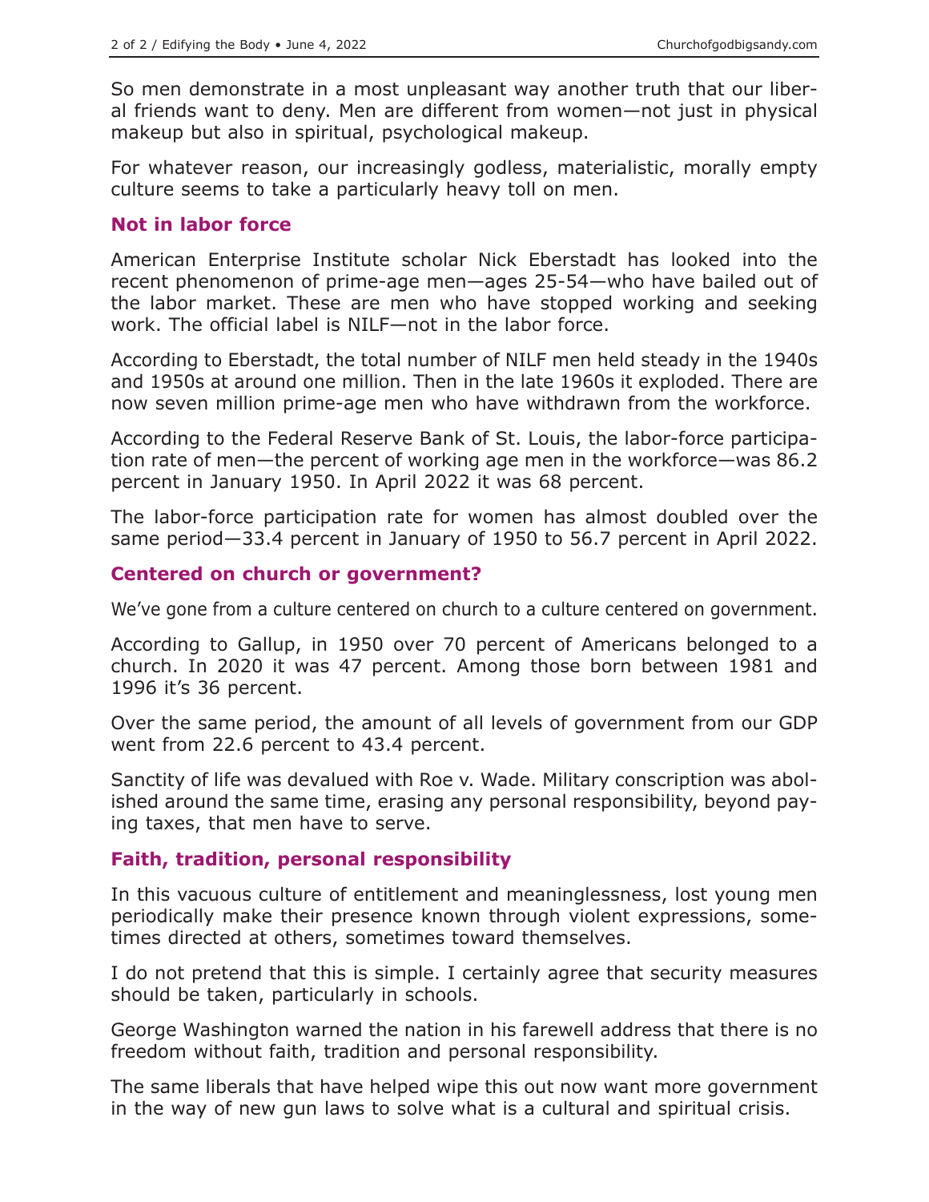So men demonstrate in a most unpleasant way another truth that our liberal friends want to deny. Men are different from women—not just in physical makeup but also in spiritual, psychological makeup.

For whatever reason, our increasingly godless, materialistic, morally empty culture seems to take a particularly heavy toll on men.

### Not in labor force

American Enterprise Institute scholar Nick Eberstadt has looked into the recent phenomenon of prime-age men—ages 25-54—who have bailed out of the labor market. These are men who have stopped working and seeking work. The official label is NILF—not in the labor force.

According to Eberstadt, the total number of NILF men held steady in the 1940s and 1950s at around one million. Then in the late 1960s it exploded. There are now seven million prime-age men who have withdrawn from the workforce.

According to the Federal Reserve Bank of St. Louis, the labor-force participation rate of men—the percent of working age men in the workforce—was 86.2 percent in January 1950. In April 2022 it was 68 percent.

The labor-force participation rate for women has almost doubled over the same period—33.4 percent in January of 1950 to 56.7 percent in April 2022.

### Centered on church or government?

We've gone from a culture centered on church to a culture centered on government.

According to Gallup, in 1950 over 70 percent of Americans belonged to a church. In 2020 it was 47 percent. Among those born between 1981 and 1996 it's 36 percent.

Over the same period, the amount of all levels of government from our GDP went from 22.6 percent to 43.4 percent.

Sanctity of life was devalued with Roe v. Wade. Military conscription was abolished around the same time, erasing any personal responsibility, beyond paying taxes, that men have to serve.

### Faith, tradition, personal responsibility

In this vacuous culture of entitlement and meaninglessness, lost young men periodically make their presence known through violent expressions, sometimes directed at others, sometimes toward themselves.

I do not pretend that this is simple. I certainly agree that security measures should be taken, particularly in schools.

George Washington warned the nation in his farewell address that there is no freedom without faith, tradition and personal responsibility.

The same liberals that have helped wipe this out now want more government in the way of new gun laws to solve what is a cultural and spiritual crisis.